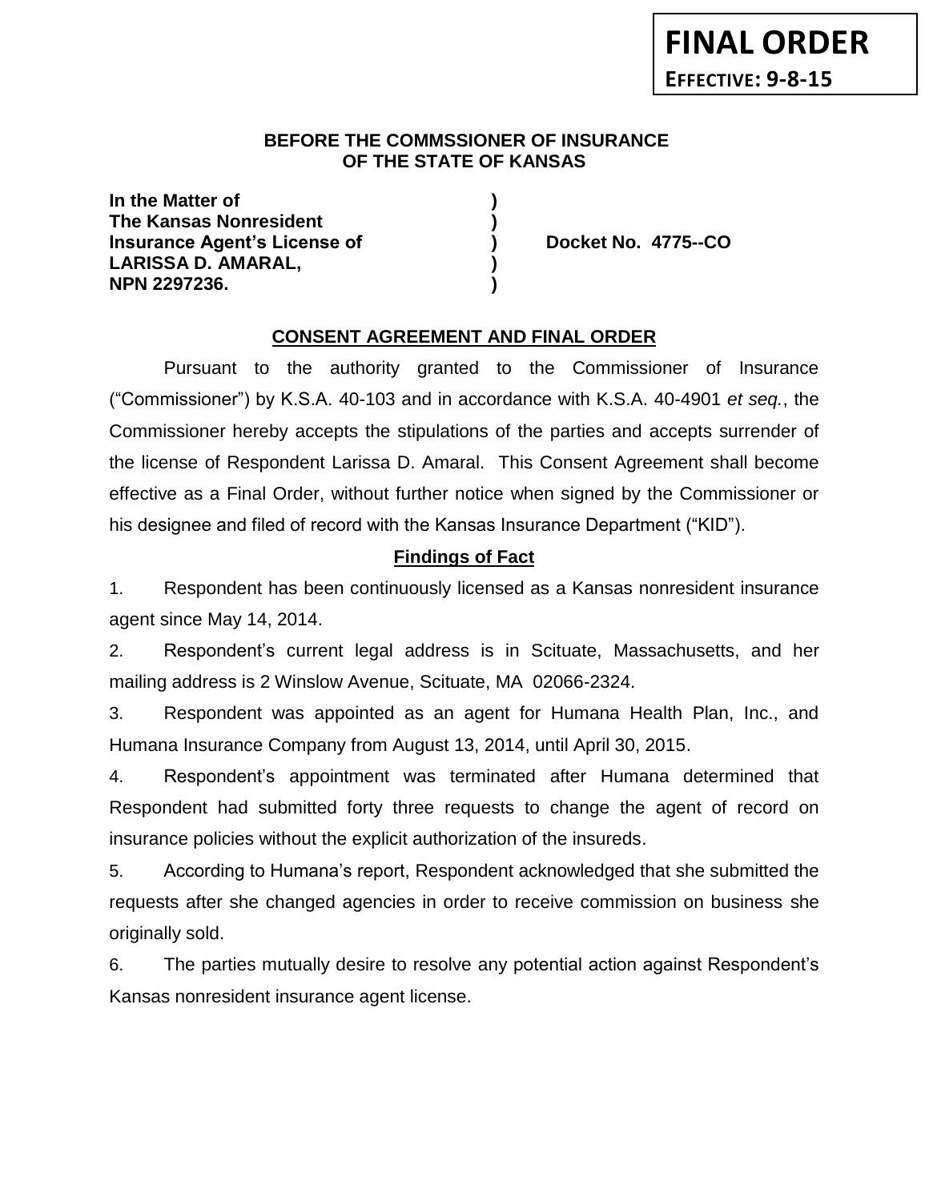**FINAL ORDER**

**EFFECTIVE: 9-8-15**

**BEFORE THE COMMSSIONER OF INSURANCE**
**OF THE STATE OF KANSAS**

| | | |
|---|---|---|
| **In the Matter of** | **)** | |
| **The Kansas Nonresident** | **)** | |
| **Insurance Agent's License of** | **)** | **Docket No. 4775--CO** |
| **LARISSA D. AMARAL,** | **)** | |
| **NPN 2297236.** | **)** | |

## CONSENT AGREEMENT AND FINAL ORDER

Pursuant to the authority granted to the Commissioner of Insurance ("Commissioner") by K.S.A. 40-103 and in accordance with K.S.A. 40-4901 *et seq.*, the Commissioner hereby accepts the stipulations of the parties and accepts surrender of the license of Respondent Larissa D. Amaral. This Consent Agreement shall become effective as a Final Order, without further notice when signed by the Commissioner or his designee and filed of record with the Kansas Insurance Department ("KID").

### Findings of Fact

1. Respondent has been continuously licensed as a Kansas nonresident insurance agent since May 14, 2014.

2. Respondent's current legal address is in Scituate, Massachusetts, and her mailing address is 2 Winslow Avenue, Scituate, MA 02066-2324.

3. Respondent was appointed as an agent for Humana Health Plan, Inc., and Humana Insurance Company from August 13, 2014, until April 30, 2015.

4. Respondent's appointment was terminated after Humana determined that Respondent had submitted forty three requests to change the agent of record on insurance policies without the explicit authorization of the insureds.

5. According to Humana's report, Respondent acknowledged that she submitted the requests after she changed agencies in order to receive commission on business she originally sold.

6. The parties mutually desire to resolve any potential action against Respondent's Kansas nonresident insurance agent license.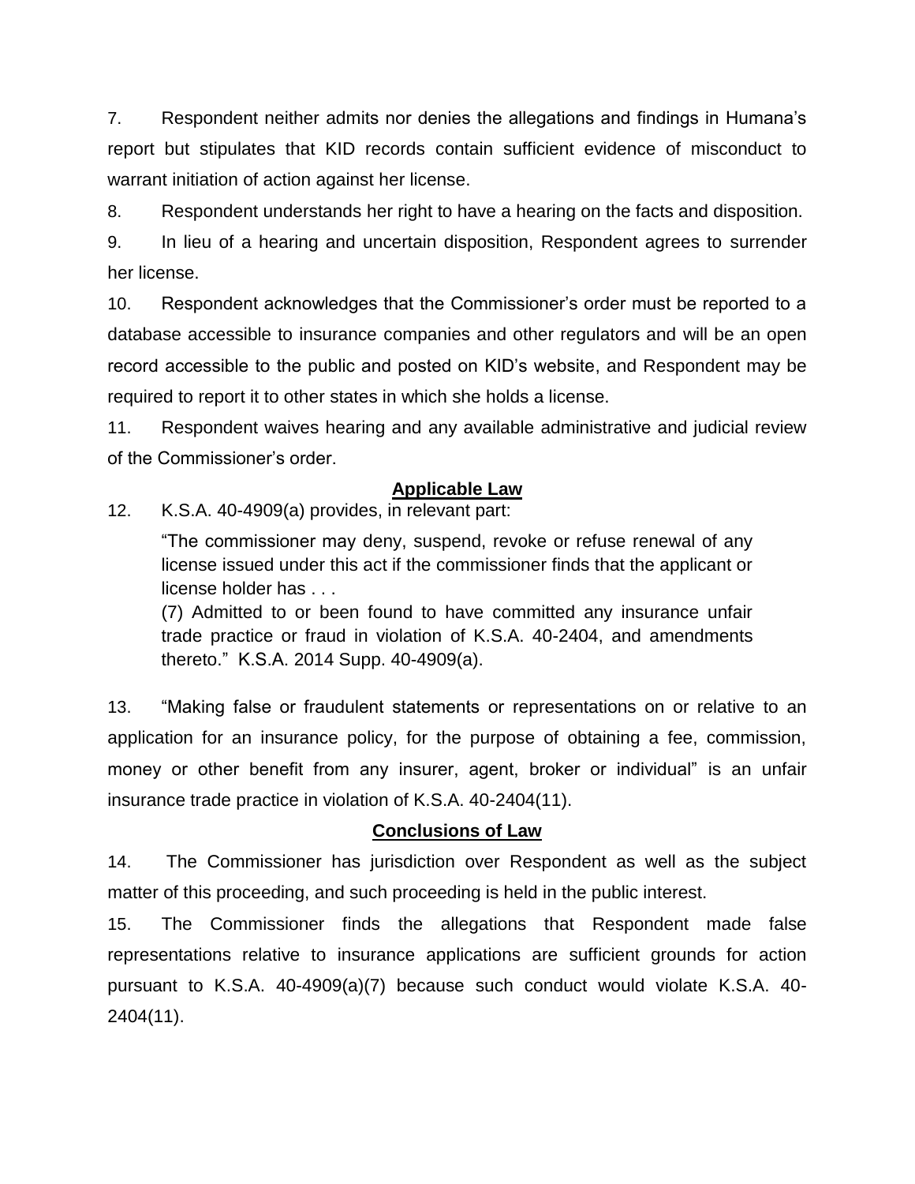7. Respondent neither admits nor denies the allegations and findings in Humana's report but stipulates that KID records contain sufficient evidence of misconduct to warrant initiation of action against her license.

8. Respondent understands her right to have a hearing on the facts and disposition.

9. In lieu of a hearing and uncertain disposition, Respondent agrees to surrender her license.

10. Respondent acknowledges that the Commissioner's order must be reported to a database accessible to insurance companies and other regulators and will be an open record accessible to the public and posted on KID's website, and Respondent may be required to report it to other states in which she holds a license.

11. Respondent waives hearing and any available administrative and judicial review of the Commissioner's order.

## Applicable Law

12. K.S.A. 40-4909(a) provides, in relevant part:

> "The commissioner may deny, suspend, revoke or refuse renewal of any license issued under this act if the commissioner finds that the applicant or license holder has . . .
>
> (7) Admitted to or been found to have committed any insurance unfair trade practice or fraud in violation of K.S.A. 40-2404, and amendments thereto." K.S.A. 2014 Supp. 40-4909(a).

13. "Making false or fraudulent statements or representations on or relative to an application for an insurance policy, for the purpose of obtaining a fee, commission, money or other benefit from any insurer, agent, broker or individual" is an unfair insurance trade practice in violation of K.S.A. 40-2404(11).

## Conclusions of Law

14. The Commissioner has jurisdiction over Respondent as well as the subject matter of this proceeding, and such proceeding is held in the public interest.

15. The Commissioner finds the allegations that Respondent made false representations relative to insurance applications are sufficient grounds for action pursuant to K.S.A. 40-4909(a)(7) because such conduct would violate K.S.A. 40-2404(11).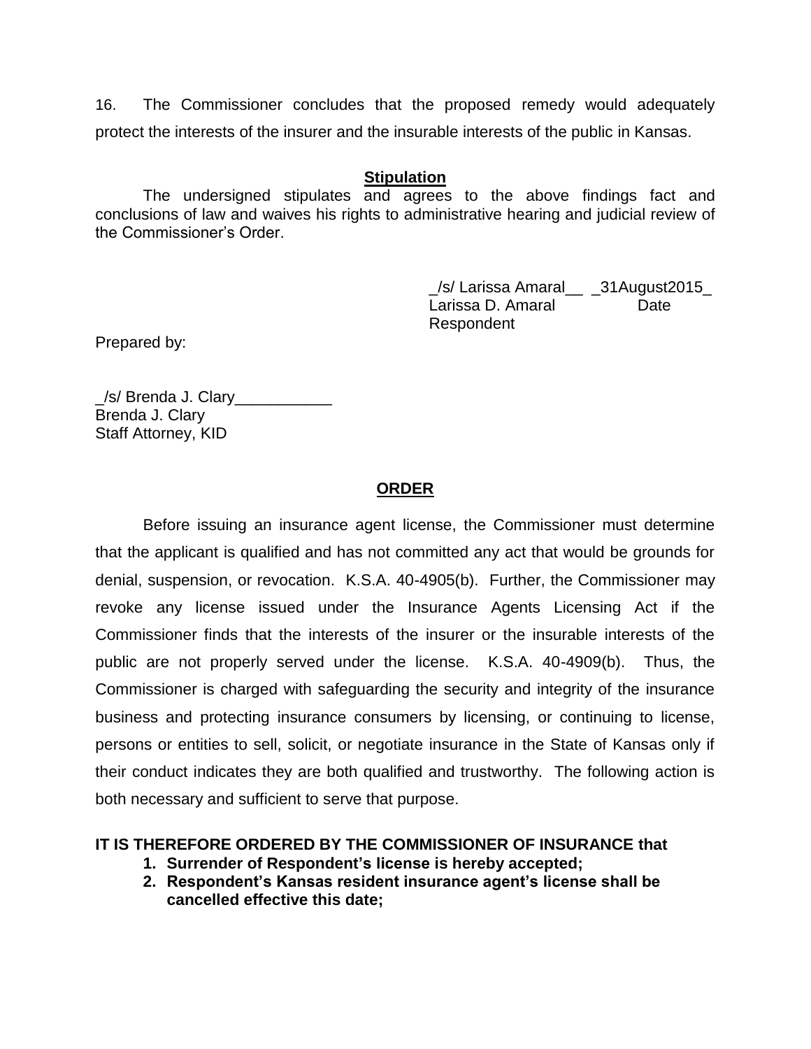16. The Commissioner concludes that the proposed remedy would adequately protect the interests of the insurer and the insurable interests of the public in Kansas.

## Stipulation

The undersigned stipulates and agrees to the above findings fact and conclusions of law and waives his rights to administrative hearing and judicial review of the Commissioner's Order.

_/s/ Larissa Amaral__ _31August2015_
Larissa D. Amaral Date
Respondent

Prepared by:

_/s/ Brenda J. Clary___________
Brenda J. Clary
Staff Attorney, KID

## ORDER

Before issuing an insurance agent license, the Commissioner must determine that the applicant is qualified and has not committed any act that would be grounds for denial, suspension, or revocation. K.S.A. 40-4905(b). Further, the Commissioner may revoke any license issued under the Insurance Agents Licensing Act if the Commissioner finds that the interests of the insurer or the insurable interests of the public are not properly served under the license. K.S.A. 40-4909(b). Thus, the Commissioner is charged with safeguarding the security and integrity of the insurance business and protecting insurance consumers by licensing, or continuing to license, persons or entities to sell, solicit, or negotiate insurance in the State of Kansas only if their conduct indicates they are both qualified and trustworthy. The following action is both necessary and sufficient to serve that purpose.

**IT IS THEREFORE ORDERED BY THE COMMISSIONER OF INSURANCE that**

1. **Surrender of Respondent's license is hereby accepted;**
2. **Respondent's Kansas resident insurance agent's license shall be cancelled effective this date;**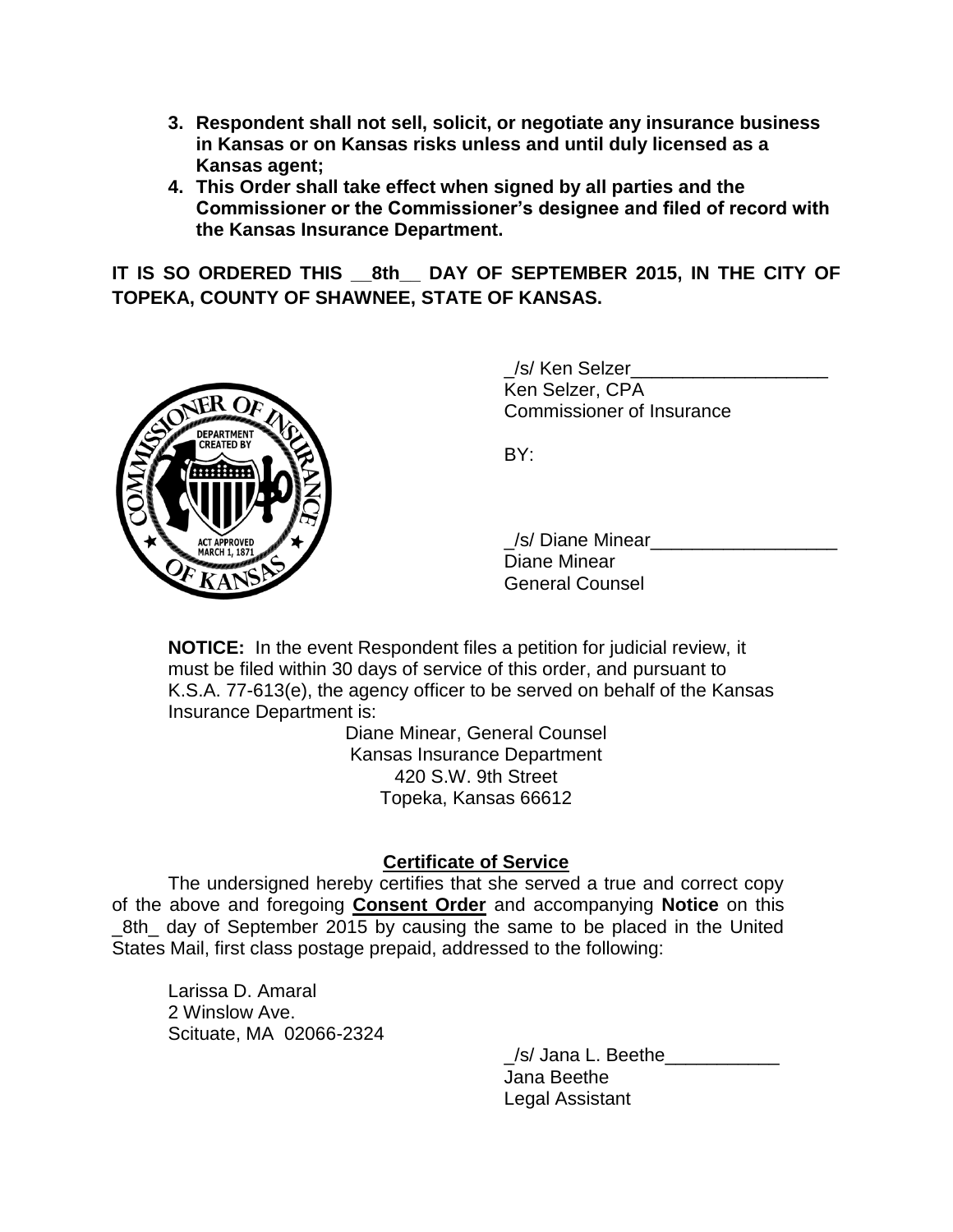3. **Respondent shall not sell, solicit, or negotiate any insurance business in Kansas or on Kansas risks unless and until duly licensed as a Kansas agent;**
4. **This Order shall take effect when signed by all parties and the Commissioner or the Commissioner's designee and filed of record with the Kansas Insurance Department.**

**IT IS SO ORDERED THIS __8th__ DAY OF SEPTEMBER 2015, IN THE CITY OF TOPEKA, COUNTY OF SHAWNEE, STATE OF KANSAS.**

_/s/ Ken Selzer___________________
Ken Selzer, CPA
Commissioner of Insurance

BY:

_/s/ Diane Minear__________________
Diane Minear
General Counsel

**NOTICE:** In the event Respondent files a petition for judicial review, it must be filed within 30 days of service of this order, and pursuant to K.S.A. 77-613(e), the agency officer to be served on behalf of the Kansas Insurance Department is:

Diane Minear, General Counsel
Kansas Insurance Department
420 S.W. 9th Street
Topeka, Kansas 66612

**Certificate of Service**

The undersigned hereby certifies that she served a true and correct copy of the above and foregoing **Consent Order** and accompanying **Notice** on this _8th_ day of September 2015 by causing the same to be placed in the United States Mail, first class postage prepaid, addressed to the following:

Larissa D. Amaral
2 Winslow Ave.
Scituate, MA 02066-2324

_/s/ Jana L. Beethe___________
Jana Beethe
Legal Assistant